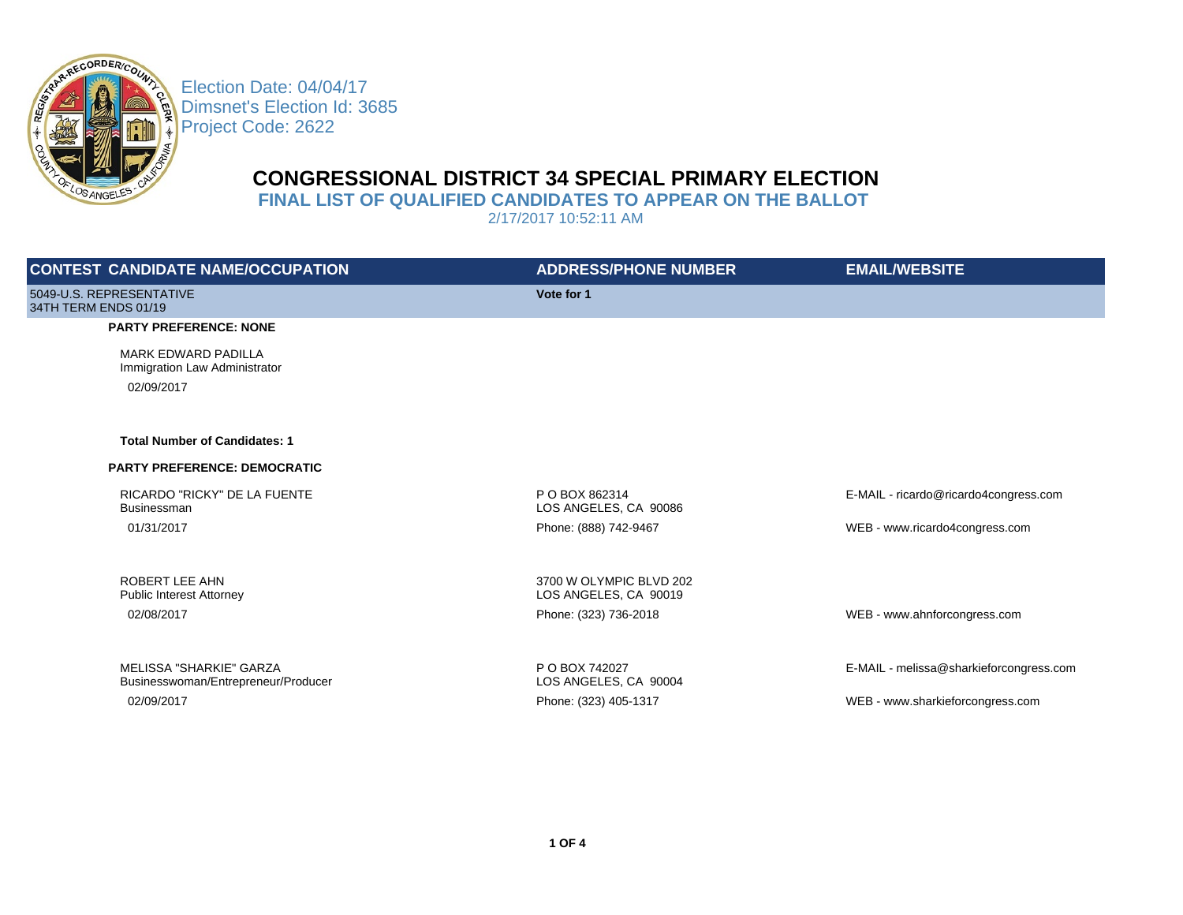Election Date: 04/04/17
Dimsnet's Election Id: 3685
Project Code: 2622

# CONGRESSIONAL DISTRICT 34 SPECIAL PRIMARY ELECTION

## FINAL LIST OF QUALIFIED CANDIDATES TO APPEAR ON THE BALLOT

2/17/2017 10:52:11 AM

| CONTEST CANDIDATE NAME/OCCUPATION | ADDRESS/PHONE NUMBER | EMAIL/WEBSITE |
|---|---|---|
| 5049-U.S. REPRESENTATIVE<br>34TH TERM ENDS 01/19 | **Vote for 1** | |
| **PARTY PREFERENCE: NONE** | | |
| MARK EDWARD PADILLA<br>Immigration Law Administrator<br>02/09/2017 | | |
| **Total Number of Candidates: 1** | | |
| **PARTY PREFERENCE: DEMOCRATIC** | | |
| RICARDO "RICKY" DE LA FUENTE<br>Businessman<br>01/31/2017 | P O BOX 862314<br>LOS ANGELES, CA 90086<br>Phone: (888) 742-9467 | E-MAIL - ricardo@ricardo4congress.com<br>WEB - www.ricardo4congress.com |
| ROBERT LEE AHN<br>Public Interest Attorney<br>02/08/2017 | 3700 W OLYMPIC BLVD 202<br>LOS ANGELES, CA 90019<br>Phone: (323) 736-2018 | WEB - www.ahnforcongress.com |
| MELISSA "SHARKIE" GARZA<br>Businesswoman/Entrepreneur/Producer<br>02/09/2017 | P O BOX 742027<br>LOS ANGELES, CA 90004<br>Phone: (323) 405-1317 | E-MAIL - melissa@sharkieforcongress.com<br>WEB - www.sharkieforcongress.com |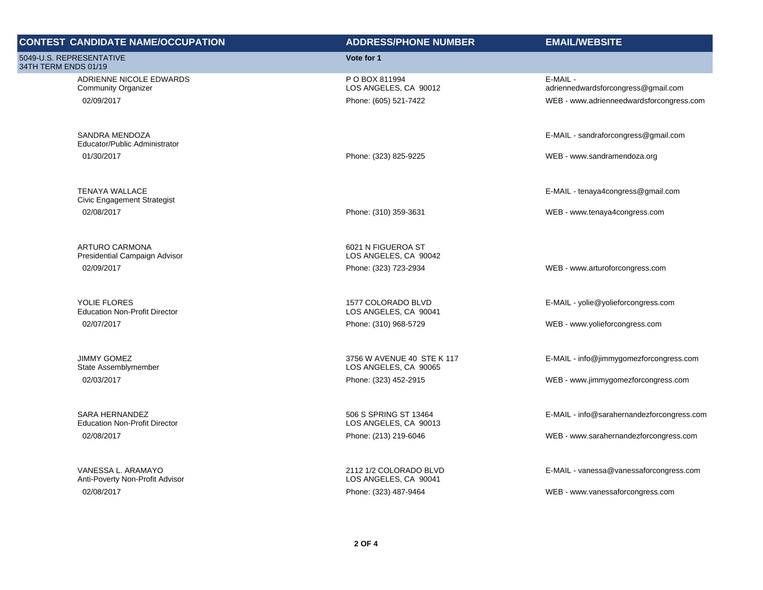| CONTEST CANDIDATE NAME/OCCUPATION | ADDRESS/PHONE NUMBER | EMAIL/WEBSITE |
|---|---|---|
| 5049-U.S. REPRESENTATIVE 34TH TERM ENDS 01/19 | Vote for 1 | |
| ADRIENNE NICOLE EDWARDS<br>Community Organizer<br>02/09/2017 | P O BOX 811994<br>LOS ANGELES, CA 90012<br>Phone: (605) 521-7422 | E-MAIL - adriennedwardsforcongress@gmail.com<br>WEB - www.adrienneedwardsforcongress.com |
| SANDRA MENDOZA<br>Educator/Public Administrator<br>01/30/2017 | Phone: (323) 825-9225 | E-MAIL - sandraforcongress@gmail.com<br>WEB - www.sandramendoza.org |
| TENAYA WALLACE<br>Civic Engagement Strategist<br>02/08/2017 | Phone: (310) 359-3631 | E-MAIL - tenaya4congress@gmail.com<br>WEB - www.tenaya4congress.com |
| ARTURO CARMONA<br>Presidential Campaign Advisor<br>02/09/2017 | 6021 N FIGUEROA ST<br>LOS ANGELES, CA 90042<br>Phone: (323) 723-2934 | WEB - www.arturoforcongress.com |
| YOLIE FLORES<br>Education Non-Profit Director<br>02/07/2017 | 1577 COLORADO BLVD<br>LOS ANGELES, CA 90041<br>Phone: (310) 968-5729 | E-MAIL - yolie@yolieforcongress.com<br>WEB - www.yolieforcongress.com |
| JIMMY GOMEZ<br>State Assemblymember<br>02/03/2017 | 3756 W AVENUE 40 STE K 117<br>LOS ANGELES, CA 90065<br>Phone: (323) 452-2915 | E-MAIL - info@jimmygomezforcongress.com<br>WEB - www.jimmygomezforcongress.com |
| SARA HERNANDEZ<br>Education Non-Profit Director<br>02/08/2017 | 506 S SPRING ST 13464<br>LOS ANGELES, CA 90013<br>Phone: (213) 219-6046 | E-MAIL - info@sarahernandezforcongress.com<br>WEB - www.sarahernandezforcongress.com |
| VANESSA L. ARAMAYO<br>Anti-Poverty Non-Profit Advisor<br>02/08/2017 | 2112 1/2 COLORADO BLVD<br>LOS ANGELES, CA 90041<br>Phone: (323) 487-9464 | E-MAIL - vanessa@vanessaforcongress.com<br>WEB - www.vanessaforcongress.com |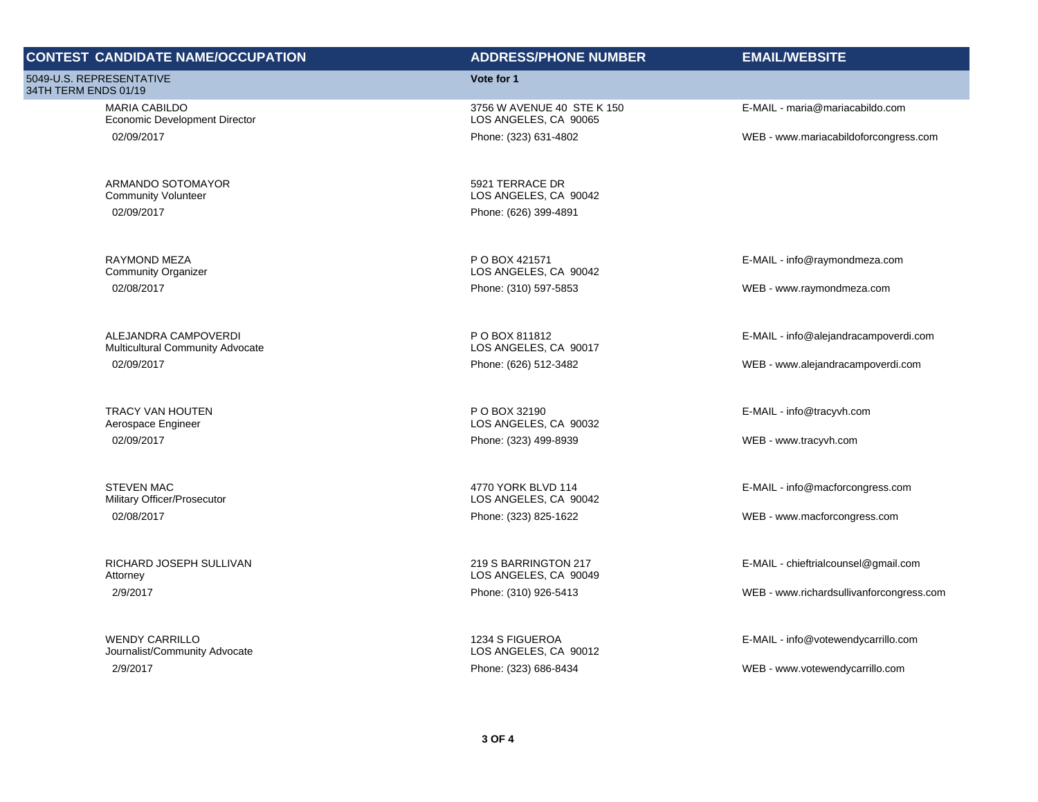| CONTEST | CANDIDATE NAME/OCCUPATION | ADDRESS/PHONE NUMBER | EMAIL/WEBSITE |
|---|---|---|---|
| 5049-U.S. REPRESENTATIVE 34TH TERM ENDS 01/19 | | Vote for 1 | |
| | MARIA CABILDO<br>Economic Development Director<br>02/09/2017 | 3756 W AVENUE 40 STE K 150<br>LOS ANGELES, CA 90065<br>Phone: (323) 631-4802 | E-MAIL - maria@mariacabildo.com<br>WEB - www.mariacabildoforcongress.com |
| | ARMANDO SOTOMAYOR<br>Community Volunteer<br>02/09/2017 | 5921 TERRACE DR<br>LOS ANGELES, CA 90042<br>Phone: (626) 399-4891 | |
| | RAYMOND MEZA<br>Community Organizer<br>02/08/2017 | P O BOX 421571<br>LOS ANGELES, CA 90042<br>Phone: (310) 597-5853 | E-MAIL - info@raymondmeza.com<br>WEB - www.raymondmeza.com |
| | ALEJANDRA CAMPOVERDI<br>Multicultural Community Advocate<br>02/09/2017 | P O BOX 811812<br>LOS ANGELES, CA 90017<br>Phone: (626) 512-3482 | E-MAIL - info@alejandracampoverdi.com<br>WEB - www.alejandracampoverdi.com |
| | TRACY VAN HOUTEN<br>Aerospace Engineer<br>02/09/2017 | P O BOX 32190<br>LOS ANGELES, CA 90032<br>Phone: (323) 499-8939 | E-MAIL - info@tracyvh.com<br>WEB - www.tracyvh.com |
| | STEVEN MAC<br>Military Officer/Prosecutor<br>02/08/2017 | 4770 YORK BLVD 114<br>LOS ANGELES, CA 90042<br>Phone: (323) 825-1622 | E-MAIL - info@macforcongress.com<br>WEB - www.macforcongress.com |
| | RICHARD JOSEPH SULLIVAN<br>Attorney<br>2/9/2017 | 219 S BARRINGTON 217<br>LOS ANGELES, CA 90049<br>Phone: (310) 926-5413 | E-MAIL - chieftrialcounsel@gmail.com<br>WEB - www.richardsullivanforcongress.com |
| | WENDY CARRILLO<br>Journalist/Community Advocate<br>2/9/2017 | 1234 S FIGUEROA<br>LOS ANGELES, CA 90012<br>Phone: (323) 686-8434 | E-MAIL - info@votewendycarrillo.com<br>WEB - www.votewendycarrillo.com |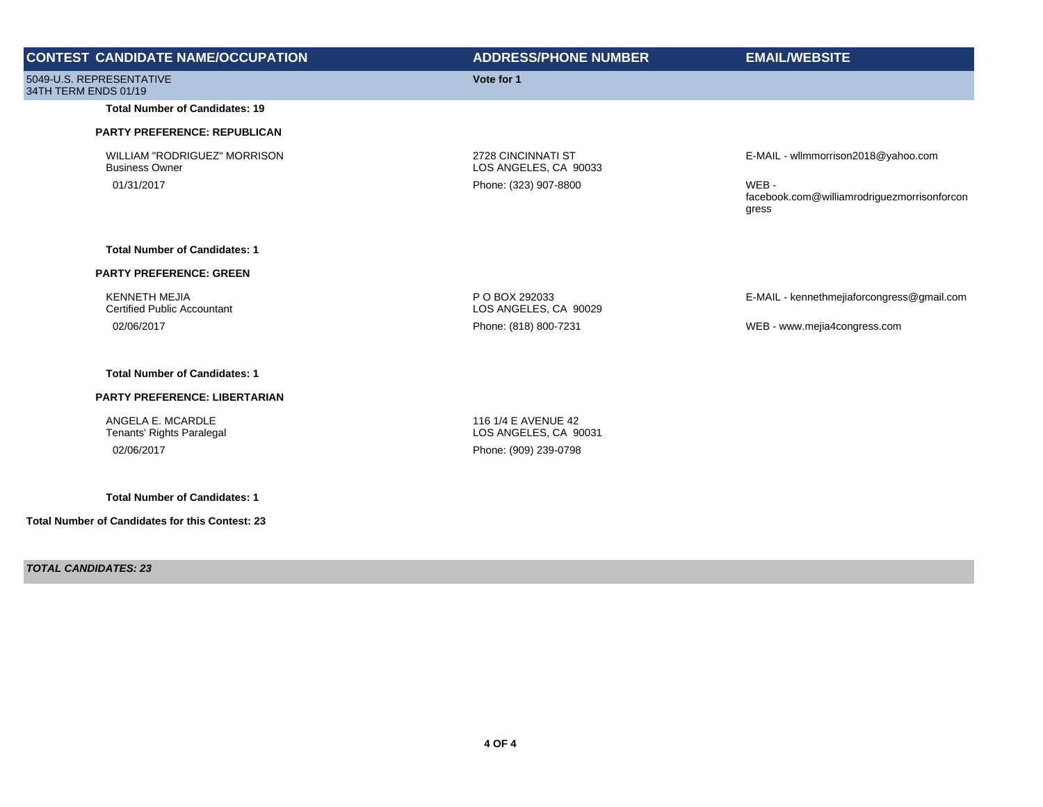| CONTEST CANDIDATE NAME/OCCUPATION | ADDRESS/PHONE NUMBER | EMAIL/WEBSITE |
|---|---|---|
| 5049-U.S. REPRESENTATIVE<br>34TH TERM ENDS 01/19 | Vote for 1 | |
| **Total Number of Candidates: 19** | | |
| **PARTY PREFERENCE: REPUBLICAN** | | |
| WILLIAM "RODRIGUEZ" MORRISON<br>Business Owner | 2728 CINCINNATI ST<br>LOS ANGELES, CA 90033 | E-MAIL - wllmmorrison2018@yahoo.com |
| 01/31/2017 | Phone: (323) 907-8800 | WEB - facebook.com@williamrodriguezmorrisonforcongress |
| **Total Number of Candidates: 1** | | |
| **PARTY PREFERENCE: GREEN** | | |
| KENNETH MEJIA<br>Certified Public Accountant | P O BOX 292033<br>LOS ANGELES, CA 90029 | E-MAIL - kennethmejiaforcongress@gmail.com |
| 02/06/2017 | Phone: (818) 800-7231 | WEB - www.mejia4congress.com |
| **Total Number of Candidates: 1** | | |
| **PARTY PREFERENCE: LIBERTARIAN** | | |
| ANGELA E. MCARDLE<br>Tenants' Rights Paralegal | 116 1/4 E AVENUE 42<br>LOS ANGELES, CA 90031 | |
| 02/06/2017 | Phone: (909) 239-0798 | |
| **Total Number of Candidates: 1** | | |
| **Total Number of Candidates for this Contest: 23** | | |

***TOTAL CANDIDATES: 23***